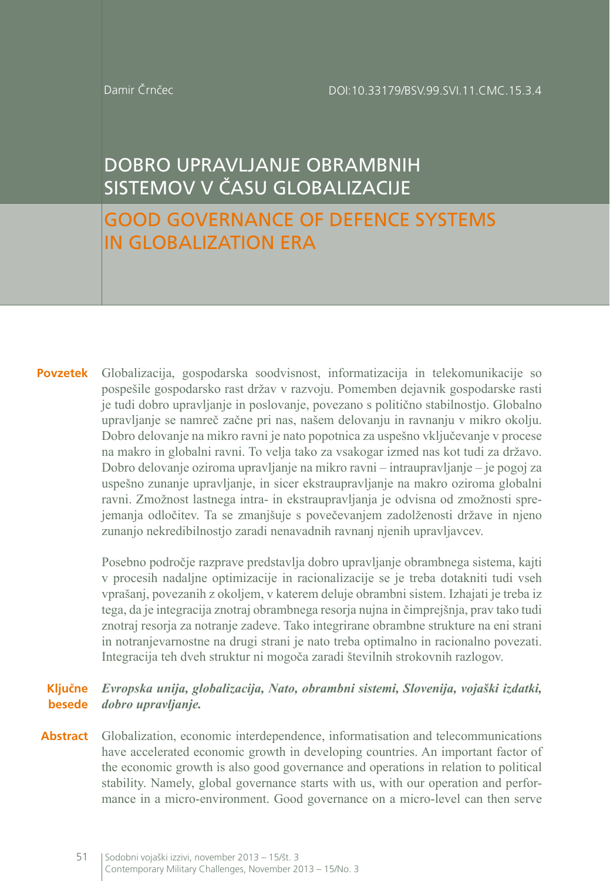Damir Črnčec

DOI:10.33179/BSV.99.SVI.11.CMC.15.3.4

# DOBRO UPRAVLJANJE OBRAMBNIH SISTEMOV V ČASU GLOBALIZACIJE

# GOOD GOVERNANCE OF DEFENCE SYSTEMS IN GLOBALIZATION ERA

**Povzetek** Globalizacija, gospodarska soodvisnost, informatizacija in telekomunikacije so pospešile gospodarsko rast držav v razvoju. Pomemben dejavnik gospodarske rasti je tudi dobro upravljanje in poslovanje, povezano s politično stabilnostjo. Globalno upravljanje se namreč začne pri nas, našem delovanju in ravnanju v mikro okolju. Dobro delovanje na mikro ravni je nato popotnica za uspešno vključevanje v procese na makro in globalni ravni. To velja tako za vsakogar izmed nas kot tudi za državo. Dobro delovanje oziroma upravljanje na mikro ravni – intraupravljanje – je pogoj za uspešno zunanje upravljanje, in sicer ekstraupravljanje na makro oziroma globalni ravni. Zmožnost lastnega intra- in ekstraupravljanja je odvisna od zmožnosti sprejemanja odločitev. Ta se zmanjšuje s povečevanjem zadolženosti države in njeno zunanjo nekredibilnostjo zaradi nenavadnih ravnanj njenih upravljavcev.

Posebno področje razprave predstavlja dobro upravljanje obrambnega sistema, kajti v procesih nadaljne optimizacije in racionalizacije se je treba dotakniti tudi vseh vprašanj, povezanih z okoljem, v katerem deluje obrambni sistem. Izhajati je treba iz tega, da je integracija znotraj obrambnega resorja nujna in čimprejšnja, prav tako tudi znotraj resorja za notranje zadeve. Tako integrirane obrambne strukture na eni strani in notranjevarnostne na drugi strani je nato treba optimalno in racionalno povezati. Integracija teh dveh struktur ni mogoča zaradi številnih strokovnih razlogov.

**Ključne besede** ***Evropska unija, globalizacija, Nato, obrambni sistemi, Slovenija, vojaški izdatki, dobro upravljanje.***

**Abstract** Globalization, economic interdependence, informatisation and telecommunications have accelerated economic growth in developing countries. An important factor of the economic growth is also good governance and operations in relation to political stability. Namely, global governance starts with us, with our operation and performance in a micro-environment. Good governance on a micro-level can then serve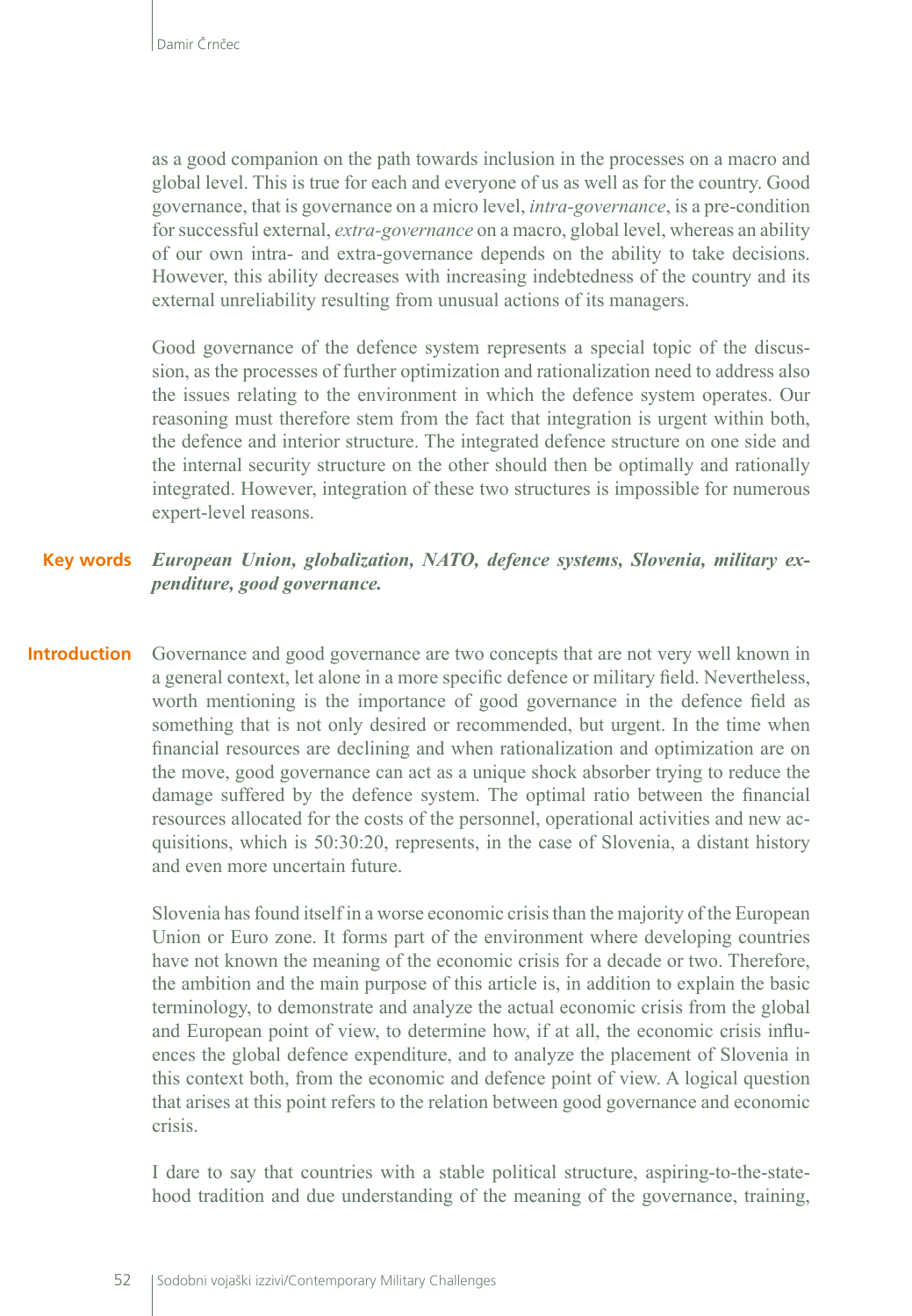as a good companion on the path towards inclusion in the processes on a macro and global level. This is true for each and everyone of us as well as for the country. Good governance, that is governance on a micro level, *intra-governance*, is a pre-condition for successful external, *extra-governance* on a macro, global level, whereas an ability of our own intra- and extra-governance depends on the ability to take decisions. However, this ability decreases with increasing indebtedness of the country and its external unreliability resulting from unusual actions of its managers.

Good governance of the defence system represents a special topic of the discussion, as the processes of further optimization and rationalization need to address also the issues relating to the environment in which the defence system operates. Our reasoning must therefore stem from the fact that integration is urgent within both, the defence and interior structure. The integrated defence structure on one side and the internal security structure on the other should then be optimally and rationally integrated. However, integration of these two structures is impossible for numerous expert-level reasons.

**Key words** ***European Union, globalization, NATO, defence systems, Slovenia, military expenditure, good governance.***

## Introduction

Governance and good governance are two concepts that are not very well known in a general context, let alone in a more specific defence or military field. Nevertheless, worth mentioning is the importance of good governance in the defence field as something that is not only desired or recommended, but urgent. In the time when financial resources are declining and when rationalization and optimization are on the move, good governance can act as a unique shock absorber trying to reduce the damage suffered by the defence system. The optimal ratio between the financial resources allocated for the costs of the personnel, operational activities and new acquisitions, which is 50:30:20, represents, in the case of Slovenia, a distant history and even more uncertain future.

Slovenia has found itself in a worse economic crisis than the majority of the European Union or Euro zone. It forms part of the environment where developing countries have not known the meaning of the economic crisis for a decade or two. Therefore, the ambition and the main purpose of this article is, in addition to explain the basic terminology, to demonstrate and analyze the actual economic crisis from the global and European point of view, to determine how, if at all, the economic crisis influences the global defence expenditure, and to analyze the placement of Slovenia in this context both, from the economic and defence point of view. A logical question that arises at this point refers to the relation between good governance and economic crisis.

I dare to say that countries with a stable political structure, aspiring-to-the-statehood tradition and due understanding of the meaning of the governance, training,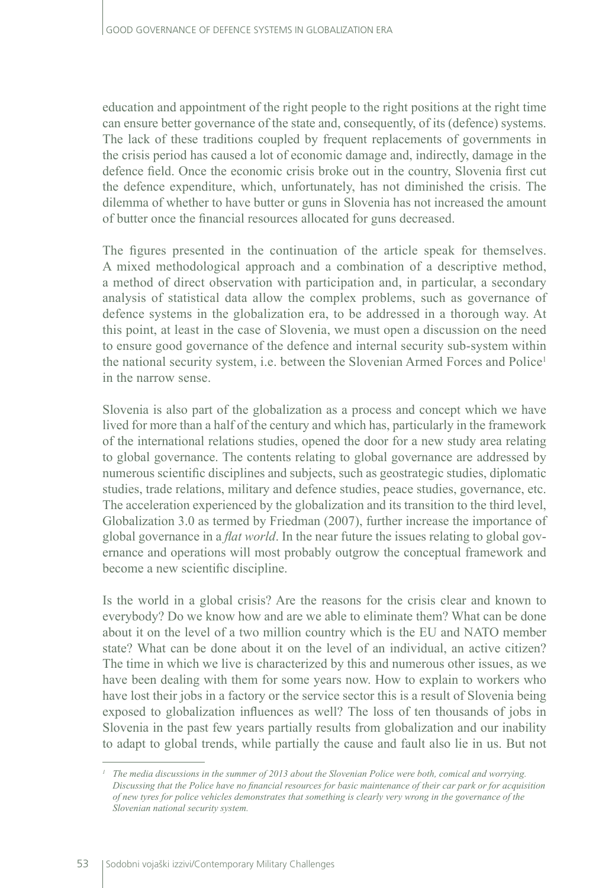education and appointment of the right people to the right positions at the right time can ensure better governance of the state and, consequently, of its (defence) systems. The lack of these traditions coupled by frequent replacements of governments in the crisis period has caused a lot of economic damage and, indirectly, damage in the defence field. Once the economic crisis broke out in the country, Slovenia first cut the defence expenditure, which, unfortunately, has not diminished the crisis. The dilemma of whether to have butter or guns in Slovenia has not increased the amount of butter once the financial resources allocated for guns decreased.

The figures presented in the continuation of the article speak for themselves. A mixed methodological approach and a combination of a descriptive method, a method of direct observation with participation and, in particular, a secondary analysis of statistical data allow the complex problems, such as governance of defence systems in the globalization era, to be addressed in a thorough way. At this point, at least in the case of Slovenia, we must open a discussion on the need to ensure good governance of the defence and internal security sub-system within the national security system, i.e. between the Slovenian Armed Forces and Police[1] in the narrow sense.

Slovenia is also part of the globalization as a process and concept which we have lived for more than a half of the century and which has, particularly in the framework of the international relations studies, opened the door for a new study area relating to global governance. The contents relating to global governance are addressed by numerous scientific disciplines and subjects, such as geostrategic studies, diplomatic studies, trade relations, military and defence studies, peace studies, governance, etc. The acceleration experienced by the globalization and its transition to the third level, Globalization 3.0 as termed by Friedman (2007), further increase the importance of global governance in a *flat world*. In the near future the issues relating to global governance and operations will most probably outgrow the conceptual framework and become a new scientific discipline.

Is the world in a global crisis? Are the reasons for the crisis clear and known to everybody? Do we know how and are we able to eliminate them? What can be done about it on the level of a two million country which is the EU and NATO member state? What can be done about it on the level of an individual, an active citizen? The time in which we live is characterized by this and numerous other issues, as we have been dealing with them for some years now. How to explain to workers who have lost their jobs in a factory or the service sector this is a result of Slovenia being exposed to globalization influences as well? The loss of ten thousands of jobs in Slovenia in the past few years partially results from globalization and our inability to adapt to global trends, while partially the cause and fault also lie in us. But not

---

[1] *The media discussions in the summer of 2013 about the Slovenian Police were both, comical and worrying. Discussing that the Police have no financial resources for basic maintenance of their car park or for acquisition of new tyres for police vehicles demonstrates that something is clearly very wrong in the governance of the Slovenian national security system.*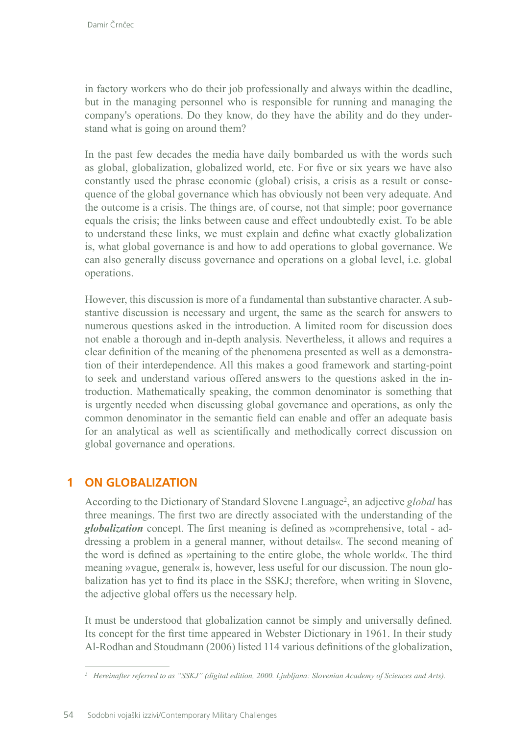in factory workers who do their job professionally and always within the deadline, but in the managing personnel who is responsible for running and managing the company's operations. Do they know, do they have the ability and do they understand what is going on around them?

In the past few decades the media have daily bombarded us with the words such as global, globalization, globalized world, etc. For five or six years we have also constantly used the phrase economic (global) crisis, a crisis as a result or consequence of the global governance which has obviously not been very adequate. And the outcome is a crisis. The things are, of course, not that simple; poor governance equals the crisis; the links between cause and effect undoubtedly exist. To be able to understand these links, we must explain and define what exactly globalization is, what global governance is and how to add operations to global governance. We can also generally discuss governance and operations on a global level, i.e. global operations.

However, this discussion is more of a fundamental than substantive character. A substantive discussion is necessary and urgent, the same as the search for answers to numerous questions asked in the introduction. A limited room for discussion does not enable a thorough and in-depth analysis. Nevertheless, it allows and requires a clear definition of the meaning of the phenomena presented as well as a demonstration of their interdependence. All this makes a good framework and starting-point to seek and understand various offered answers to the questions asked in the introduction. Mathematically speaking, the common denominator is something that is urgently needed when discussing global governance and operations, as only the common denominator in the semantic field can enable and offer an adequate basis for an analytical as well as scientifically and methodically correct discussion on global governance and operations.

## 1 ON GLOBALIZATION

According to the Dictionary of Standard Slovene Language[2], an adjective *global* has three meanings. The first two are directly associated with the understanding of the ***globalization*** concept. The first meaning is defined as »comprehensive, total - addressing a problem in a general manner, without details«. The second meaning of the word is defined as »pertaining to the entire globe, the whole world«. The third meaning »vague, general« is, however, less useful for our discussion. The noun globalization has yet to find its place in the SSKJ; therefore, when writing in Slovene, the adjective global offers us the necessary help.

It must be understood that globalization cannot be simply and universally defined. Its concept for the first time appeared in Webster Dictionary in 1961. In their study Al-Rodhan and Stoudmann (2006) listed 114 various definitions of the globalization,

---

[2] *Hereinafter referred to as "SSKJ" (digital edition, 2000. Ljubljana: Slovenian Academy of Sciences and Arts).*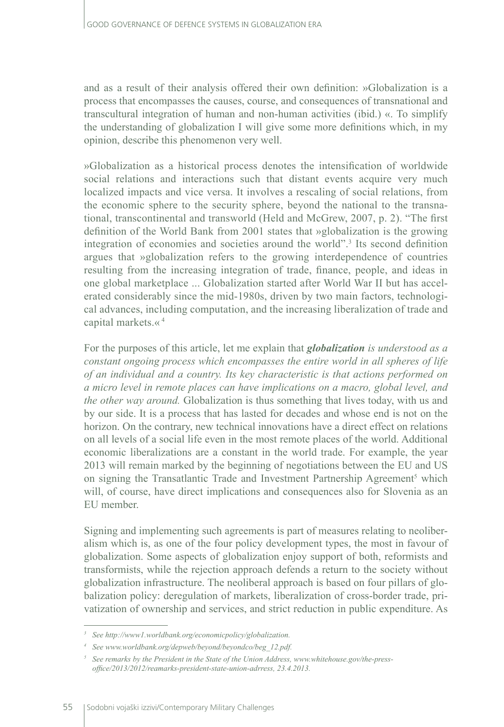and as a result of their analysis offered their own definition: »Globalization is a process that encompasses the causes, course, and consequences of transnational and transcultural integration of human and non-human activities (ibid.) «. To simplify the understanding of globalization I will give some more definitions which, in my opinion, describe this phenomenon very well.

»Globalization as a historical process denotes the intensification of worldwide social relations and interactions such that distant events acquire very much localized impacts and vice versa. It involves a rescaling of social relations, from the economic sphere to the security sphere, beyond the national to the transnational, transcontinental and transworld (Held and McGrew, 2007, p. 2). "The first definition of the World Bank from 2001 states that »globalization is the growing integration of economies and societies around the world".[3] Its second definition argues that »globalization refers to the growing interdependence of countries resulting from the increasing integration of trade, finance, people, and ideas in one global marketplace ... Globalization started after World War II but has accelerated considerably since the mid-1980s, driven by two main factors, technological advances, including computation, and the increasing liberalization of trade and capital markets.«[4]

For the purposes of this article, let me explain that ***globalization*** *is understood as a constant ongoing process which encompasses the entire world in all spheres of life of an individual and a country. Its key characteristic is that actions performed on a micro level in remote places can have implications on a macro, global level, and the other way around.* Globalization is thus something that lives today, with us and by our side. It is a process that has lasted for decades and whose end is not on the horizon. On the contrary, new technical innovations have a direct effect on relations on all levels of a social life even in the most remote places of the world. Additional economic liberalizations are a constant in the world trade. For example, the year 2013 will remain marked by the beginning of negotiations between the EU and US on signing the Transatlantic Trade and Investment Partnership Agreement[5] which will, of course, have direct implications and consequences also for Slovenia as an EU member.

Signing and implementing such agreements is part of measures relating to neoliberalism which is, as one of the four policy development types, the most in favour of globalization. Some aspects of globalization enjoy support of both, reformists and transformists, while the rejection approach defends a return to the society without globalization infrastructure. The neoliberal approach is based on four pillars of globalization policy: deregulation of markets, liberalization of cross-border trade, privatization of ownership and services, and strict reduction in public expenditure. As

---

[3] *See http://www1.worldbank.org/economicpolicy/globalization.*

[4] *See www.worldbank.org/depweb/beyond/beyondco/beg_12.pdf.*

[5] *See remarks by the President in the State of the Union Address, www.whitehouse.gov/the-press-office/2013/2012/reamarks-president-state-union-adrress, 23.4.2013.*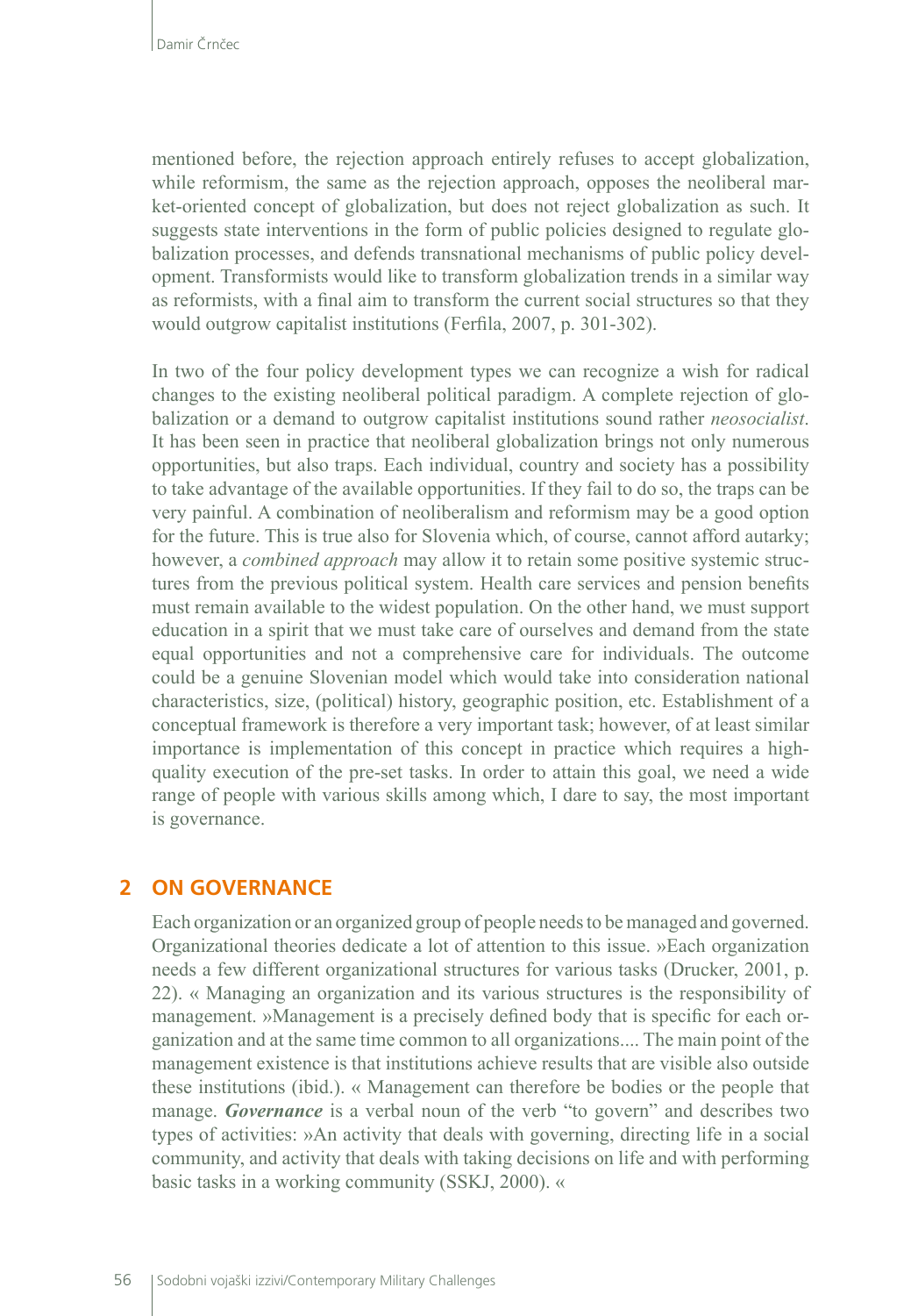mentioned before, the rejection approach entirely refuses to accept globalization, while reformism, the same as the rejection approach, opposes the neoliberal market-oriented concept of globalization, but does not reject globalization as such. It suggests state interventions in the form of public policies designed to regulate globalization processes, and defends transnational mechanisms of public policy development. Transformists would like to transform globalization trends in a similar way as reformists, with a final aim to transform the current social structures so that they would outgrow capitalist institutions (Ferfila, 2007, p. 301-302).

In two of the four policy development types we can recognize a wish for radical changes to the existing neoliberal political paradigm. A complete rejection of globalization or a demand to outgrow capitalist institutions sound rather *neosocialist*. It has been seen in practice that neoliberal globalization brings not only numerous opportunities, but also traps. Each individual, country and society has a possibility to take advantage of the available opportunities. If they fail to do so, the traps can be very painful. A combination of neoliberalism and reformism may be a good option for the future. This is true also for Slovenia which, of course, cannot afford autarky; however, a *combined approach* may allow it to retain some positive systemic structures from the previous political system. Health care services and pension benefits must remain available to the widest population. On the other hand, we must support education in a spirit that we must take care of ourselves and demand from the state equal opportunities and not a comprehensive care for individuals. The outcome could be a genuine Slovenian model which would take into consideration national characteristics, size, (political) history, geographic position, etc. Establishment of a conceptual framework is therefore a very important task; however, of at least similar importance is implementation of this concept in practice which requires a high-quality execution of the pre-set tasks. In order to attain this goal, we need a wide range of people with various skills among which, I dare to say, the most important is governance.

## 2 ON GOVERNANCE

Each organization or an organized group of people needs to be managed and governed. Organizational theories dedicate a lot of attention to this issue. »Each organization needs a few different organizational structures for various tasks (Drucker, 2001, p. 22). « Managing an organization and its various structures is the responsibility of management. »Management is a precisely defined body that is specific for each organization and at the same time common to all organizations.... The main point of the management existence is that institutions achieve results that are visible also outside these institutions (ibid.). « Management can therefore be bodies or the people that manage. ***Governance*** is a verbal noun of the verb "to govern" and describes two types of activities: »An activity that deals with governing, directing life in a social community, and activity that deals with taking decisions on life and with performing basic tasks in a working community (SSKJ, 2000). «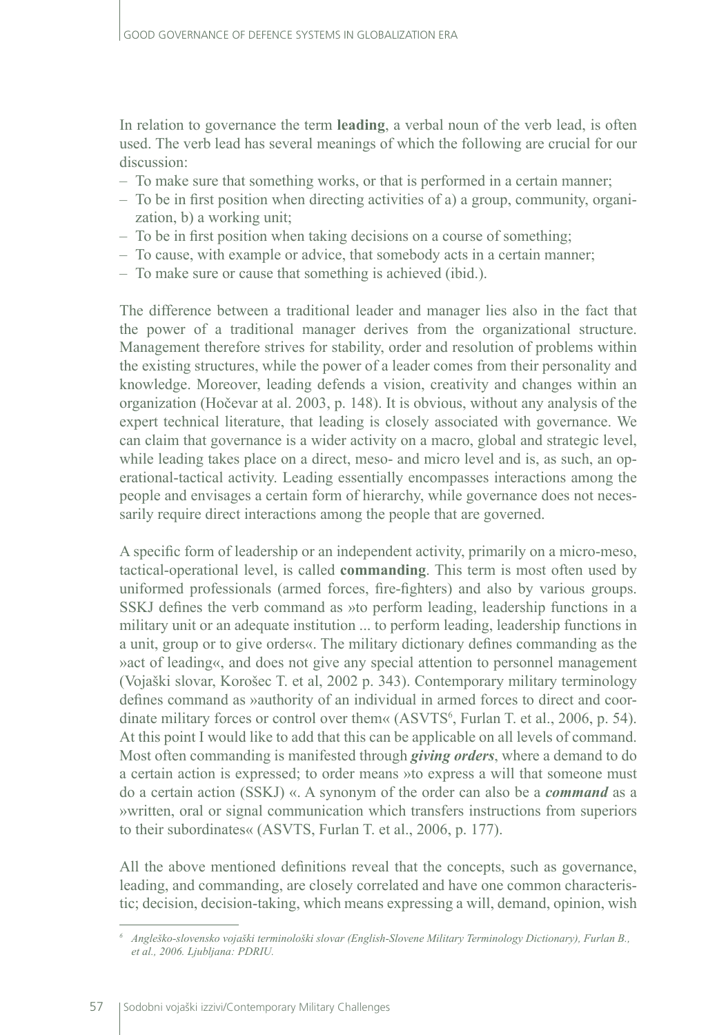In relation to governance the term **leading**, a verbal noun of the verb lead, is often used. The verb lead has several meanings of which the following are crucial for our discussion:

– To make sure that something works, or that is performed in a certain manner;
– To be in first position when directing activities of a) a group, community, organization, b) a working unit;
– To be in first position when taking decisions on a course of something;
– To cause, with example or advice, that somebody acts in a certain manner;
– To make sure or cause that something is achieved (ibid.).

The difference between a traditional leader and manager lies also in the fact that the power of a traditional manager derives from the organizational structure. Management therefore strives for stability, order and resolution of problems within the existing structures, while the power of a leader comes from their personality and knowledge. Moreover, leading defends a vision, creativity and changes within an organization (Hočevar at al. 2003, p. 148). It is obvious, without any analysis of the expert technical literature, that leading is closely associated with governance. We can claim that governance is a wider activity on a macro, global and strategic level, while leading takes place on a direct, meso- and micro level and is, as such, an operational-tactical activity. Leading essentially encompasses interactions among the people and envisages a certain form of hierarchy, while governance does not necessarily require direct interactions among the people that are governed.

A specific form of leadership or an independent activity, primarily on a micro-meso, tactical-operational level, is called **commanding**. This term is most often used by uniformed professionals (armed forces, fire-fighters) and also by various groups. SSKJ defines the verb command as »to perform leading, leadership functions in a military unit or an adequate institution ... to perform leading, leadership functions in a unit, group or to give orders«. The military dictionary defines commanding as the »act of leading«, and does not give any special attention to personnel management (Vojaški slovar, Korošec T. et al, 2002 p. 343). Contemporary military terminology defines command as »authority of an individual in armed forces to direct and coordinate military forces or control over them« (ASVTS[6], Furlan T. et al., 2006, p. 54). At this point I would like to add that this can be applicable on all levels of command. Most often commanding is manifested through ***giving orders***, where a demand to do a certain action is expressed; to order means »to express a will that someone must do a certain action (SSKJ) «. A synonym of the order can also be a ***command*** as a »written, oral or signal communication which transfers instructions from superiors to their subordinates« (ASVTS, Furlan T. et al., 2006, p. 177).

All the above mentioned definitions reveal that the concepts, such as governance, leading, and commanding, are closely correlated and have one common characteristic; decision, decision-taking, which means expressing a will, demand, opinion, wish

---

[6] *Angleško-slovensko vojaški terminološki slovar (English-Slovene Military Terminology Dictionary), Furlan B., et al., 2006. Ljubljana: PDRIU.*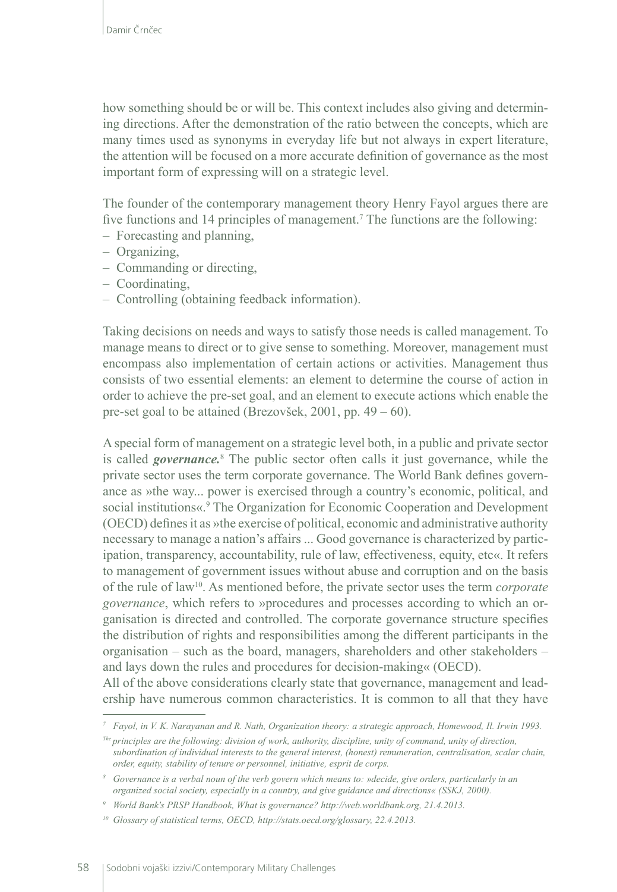how something should be or will be. This context includes also giving and determining directions. After the demonstration of the ratio between the concepts, which are many times used as synonyms in everyday life but not always in expert literature, the attention will be focused on a more accurate definition of governance as the most important form of expressing will on a strategic level.

The founder of the contemporary management theory Henry Fayol argues there are five functions and 14 principles of management.[7] The functions are the following:
– Forecasting and planning,
– Organizing,
– Commanding or directing,
– Coordinating,
– Controlling (obtaining feedback information).

Taking decisions on needs and ways to satisfy those needs is called management. To manage means to direct or to give sense to something. Moreover, management must encompass also implementation of certain actions or activities. Management thus consists of two essential elements: an element to determine the course of action in order to achieve the pre-set goal, and an element to execute actions which enable the pre-set goal to be attained (Brezovšek, 2001, pp. 49 – 60).

A special form of management on a strategic level both, in a public and private sector is called ***governance.***[8] The public sector often calls it just governance, while the private sector uses the term corporate governance. The World Bank defines governance as »the way... power is exercised through a country's economic, political, and social institutions«.[9] The Organization for Economic Cooperation and Development (OECD) defines it as »the exercise of political, economic and administrative authority necessary to manage a nation's affairs ... Good governance is characterized by participation, transparency, accountability, rule of law, effectiveness, equity, etc«. It refers to management of government issues without abuse and corruption and on the basis of the rule of law[10]. As mentioned before, the private sector uses the term *corporate governance*, which refers to »procedures and processes according to which an organisation is directed and controlled. The corporate governance structure specifies the distribution of rights and responsibilities among the different participants in the organisation – such as the board, managers, shareholders and other stakeholders – and lays down the rules and procedures for decision-making« (OECD).
All of the above considerations clearly state that governance, management and leadership have numerous common characteristics. It is common to all that they have

---

[7] *Fayol, in V. K. Narayanan and R. Nath, Organization theory: a strategic approach, Homewood, Il. Irwin 1993.*
*The principles are the following: division of work, authority, discipline, unity of command, unity of direction, subordination of individual interests to the general interest, (honest) remuneration, centralisation, scalar chain, order, equity, stability of tenure or personnel, initiative, esprit de corps.*

[8] *Governance is a verbal noun of the verb govern which means to: »decide, give orders, particularly in an organized social society, especially in a country, and give guidance and directions« (SSKJ, 2000).*

[9] *World Bank's PRSP Handbook, What is governance? http://web.worldbank.org, 21.4.2013.*

[10] *Glossary of statistical terms, OECD, http://stats.oecd.org/glossary, 22.4.2013.*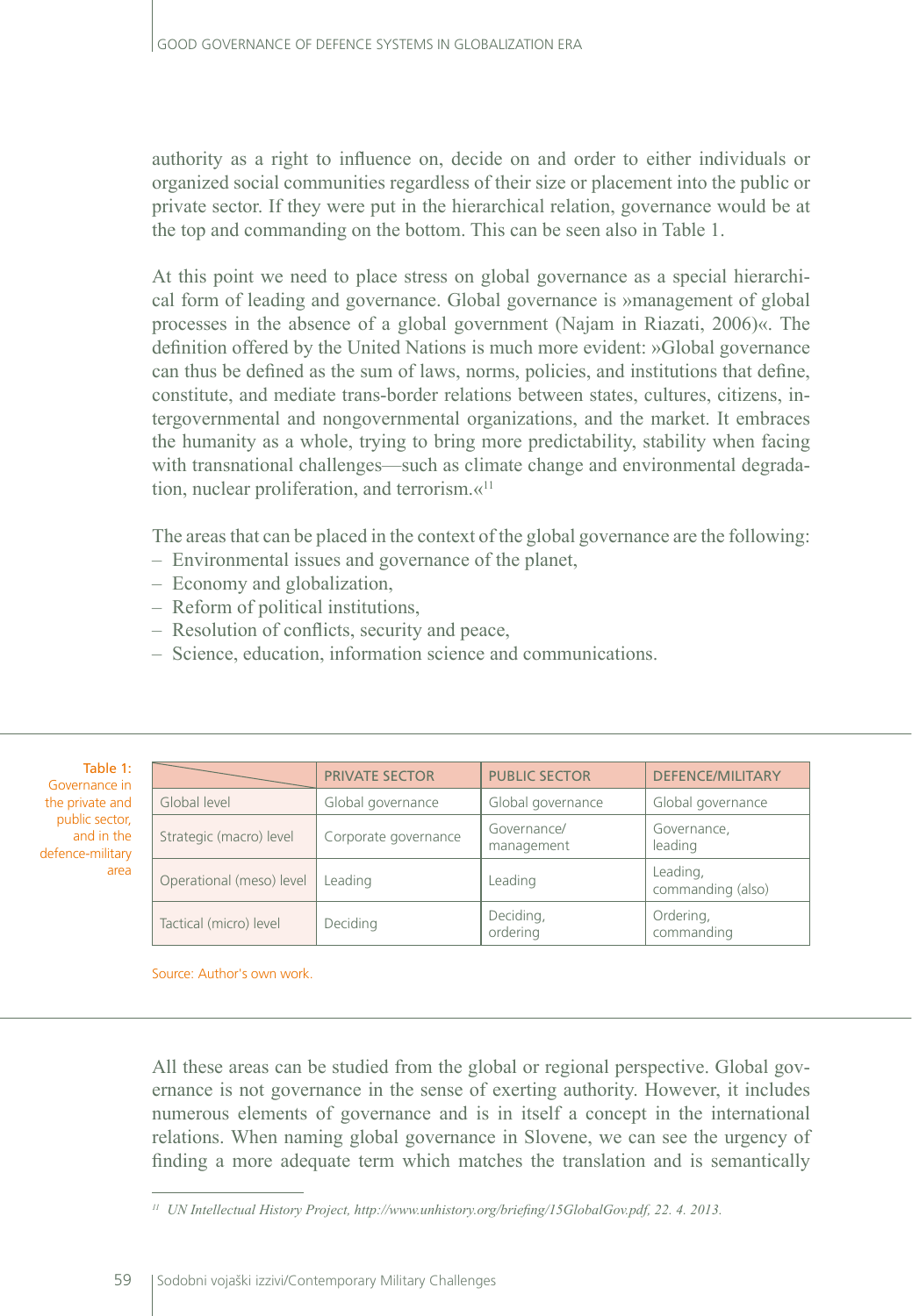authority as a right to influence on, decide on and order to either individuals or organized social communities regardless of their size or placement into the public or private sector. If they were put in the hierarchical relation, governance would be at the top and commanding on the bottom. This can be seen also in Table 1.

At this point we need to place stress on global governance as a special hierarchical form of leading and governance. Global governance is »management of global processes in the absence of a global government (Najam in Riazati, 2006)«. The definition offered by the United Nations is much more evident: »Global governance can thus be defined as the sum of laws, norms, policies, and institutions that define, constitute, and mediate trans-border relations between states, cultures, citizens, intergovernmental and nongovernmental organizations, and the market. It embraces the humanity as a whole, trying to bring more predictability, stability when facing with transnational challenges—such as climate change and environmental degradation, nuclear proliferation, and terrorism.«[11]

The areas that can be placed in the context of the global governance are the following:
– Environmental issues and governance of the planet,
– Economy and globalization,
– Reform of political institutions,
– Resolution of conflicts, security and peace,
– Science, education, information science and communications.

Table 1: Governance in the private and public sector, and in the defence-military area

| | PRIVATE SECTOR | PUBLIC SECTOR | DEFENCE/MILITARY |
|---|---|---|---|
| Global level | Global governance | Global governance | Global governance |
| Strategic (macro) level | Corporate governance | Governance/ management | Governance, leading |
| Operational (meso) level | Leading | Leading | Leading, commanding (also) |
| Tactical (micro) level | Deciding | Deciding, ordering | Ordering, commanding |

Source: Author's own work.

All these areas can be studied from the global or regional perspective. Global governance is not governance in the sense of exerting authority. However, it includes numerous elements of governance and is in itself a concept in the international relations. When naming global governance in Slovene, we can see the urgency of finding a more adequate term which matches the translation and is semantically

[11] *UN Intellectual History Project, http://www.unhistory.org/briefing/15GlobalGov.pdf, 22. 4. 2013.*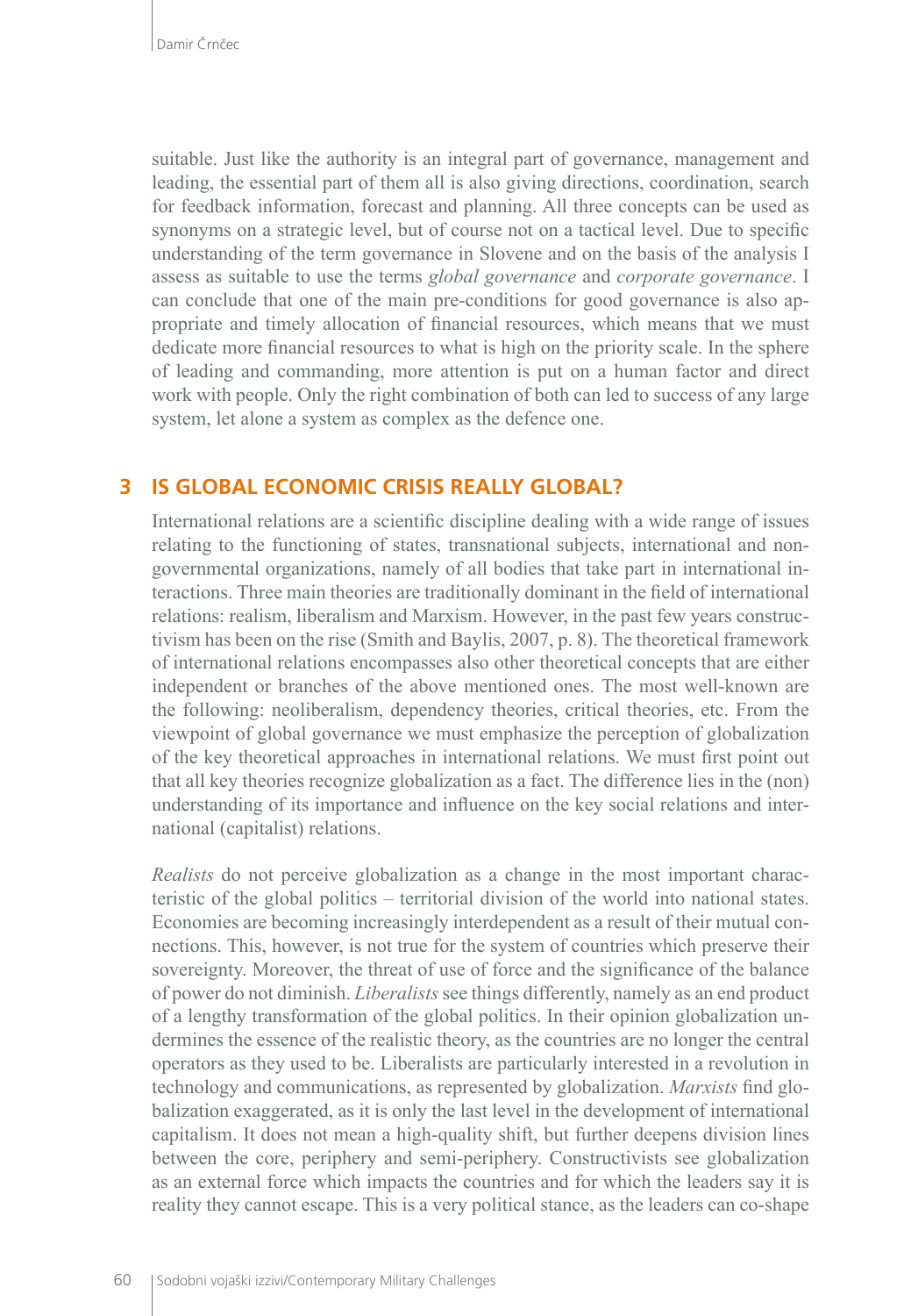suitable. Just like the authority is an integral part of governance, management and leading, the essential part of them all is also giving directions, coordination, search for feedback information, forecast and planning. All three concepts can be used as synonyms on a strategic level, but of course not on a tactical level. Due to specific understanding of the term governance in Slovene and on the basis of the analysis I assess as suitable to use the terms *global governance* and *corporate governance*. I can conclude that one of the main pre-conditions for good governance is also appropriate and timely allocation of financial resources, which means that we must dedicate more financial resources to what is high on the priority scale. In the sphere of leading and commanding, more attention is put on a human factor and direct work with people. Only the right combination of both can led to success of any large system, let alone a system as complex as the defence one.

## 3 IS GLOBAL ECONOMIC CRISIS REALLY GLOBAL?

International relations are a scientific discipline dealing with a wide range of issues relating to the functioning of states, transnational subjects, international and non-governmental organizations, namely of all bodies that take part in international interactions. Three main theories are traditionally dominant in the field of international relations: realism, liberalism and Marxism. However, in the past few years constructivism has been on the rise (Smith and Baylis, 2007, p. 8). The theoretical framework of international relations encompasses also other theoretical concepts that are either independent or branches of the above mentioned ones. The most well-known are the following: neoliberalism, dependency theories, critical theories, etc. From the viewpoint of global governance we must emphasize the perception of globalization of the key theoretical approaches in international relations. We must first point out that all key theories recognize globalization as a fact. The difference lies in the (non) understanding of its importance and influence on the key social relations and international (capitalist) relations.

*Realists* do not perceive globalization as a change in the most important characteristic of the global politics – territorial division of the world into national states. Economies are becoming increasingly interdependent as a result of their mutual connections. This, however, is not true for the system of countries which preserve their sovereignty. Moreover, the threat of use of force and the significance of the balance of power do not diminish. *Liberalists* see things differently, namely as an end product of a lengthy transformation of the global politics. In their opinion globalization undermines the essence of the realistic theory, as the countries are no longer the central operators as they used to be. Liberalists are particularly interested in a revolution in technology and communications, as represented by globalization. *Marxists* find globalization exaggerated, as it is only the last level in the development of international capitalism. It does not mean a high-quality shift, but further deepens division lines between the core, periphery and semi-periphery. Constructivists see globalization as an external force which impacts the countries and for which the leaders say it is reality they cannot escape. This is a very political stance, as the leaders can co-shape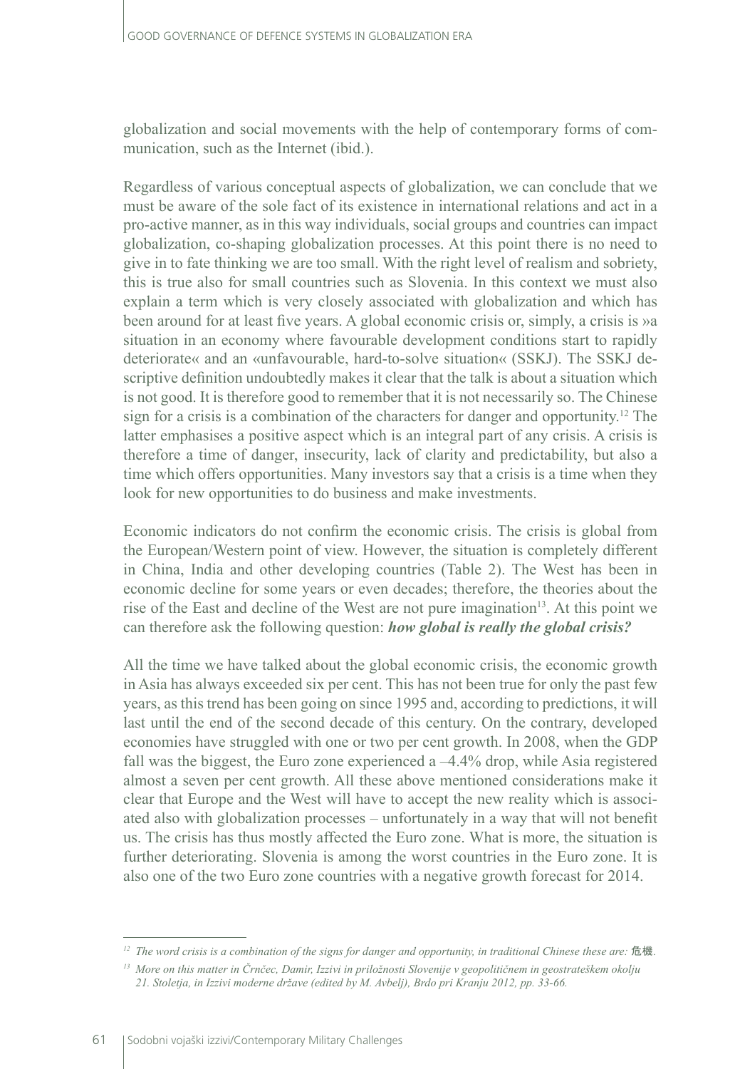globalization and social movements with the help of contemporary forms of communication, such as the Internet (ibid.).

Regardless of various conceptual aspects of globalization, we can conclude that we must be aware of the sole fact of its existence in international relations and act in a pro-active manner, as in this way individuals, social groups and countries can impact globalization, co-shaping globalization processes. At this point there is no need to give in to fate thinking we are too small. With the right level of realism and sobriety, this is true also for small countries such as Slovenia. In this context we must also explain a term which is very closely associated with globalization and which has been around for at least five years. A global economic crisis or, simply, a crisis is »a situation in an economy where favourable development conditions start to rapidly deteriorate« and an «unfavourable, hard-to-solve situation« (SSKJ). The SSKJ descriptive definition undoubtedly makes it clear that the talk is about a situation which is not good. It is therefore good to remember that it is not necessarily so. The Chinese sign for a crisis is a combination of the characters for danger and opportunity.[12] The latter emphasises a positive aspect which is an integral part of any crisis. A crisis is therefore a time of danger, insecurity, lack of clarity and predictability, but also a time which offers opportunities. Many investors say that a crisis is a time when they look for new opportunities to do business and make investments.

Economic indicators do not confirm the economic crisis. The crisis is global from the European/Western point of view. However, the situation is completely different in China, India and other developing countries (Table 2). The West has been in economic decline for some years or even decades; therefore, the theories about the rise of the East and decline of the West are not pure imagination[13]. At this point we can therefore ask the following question: ***how global is really the global crisis?***

All the time we have talked about the global economic crisis, the economic growth in Asia has always exceeded six per cent. This has not been true for only the past few years, as this trend has been going on since 1995 and, according to predictions, it will last until the end of the second decade of this century. On the contrary, developed economies have struggled with one or two per cent growth. In 2008, when the GDP fall was the biggest, the Euro zone experienced a –4.4% drop, while Asia registered almost a seven per cent growth. All these above mentioned considerations make it clear that Europe and the West will have to accept the new reality which is associated also with globalization processes – unfortunately in a way that will not benefit us. The crisis has thus mostly affected the Euro zone. What is more, the situation is further deteriorating. Slovenia is among the worst countries in the Euro zone. It is also one of the two Euro zone countries with a negative growth forecast for 2014.

---

*[12] The word crisis is a combination of the signs for danger and opportunity, in traditional Chinese these are:* 危機*.*

*[13] More on this matter in Črnčec, Damir, Izzivi in priložnosti Slovenije v geopolitičnem in geostrateškem okolju 21. Stoletja, in Izzivi moderne države (edited by M. Avbelj), Brdo pri Kranju 2012, pp. 33-66.*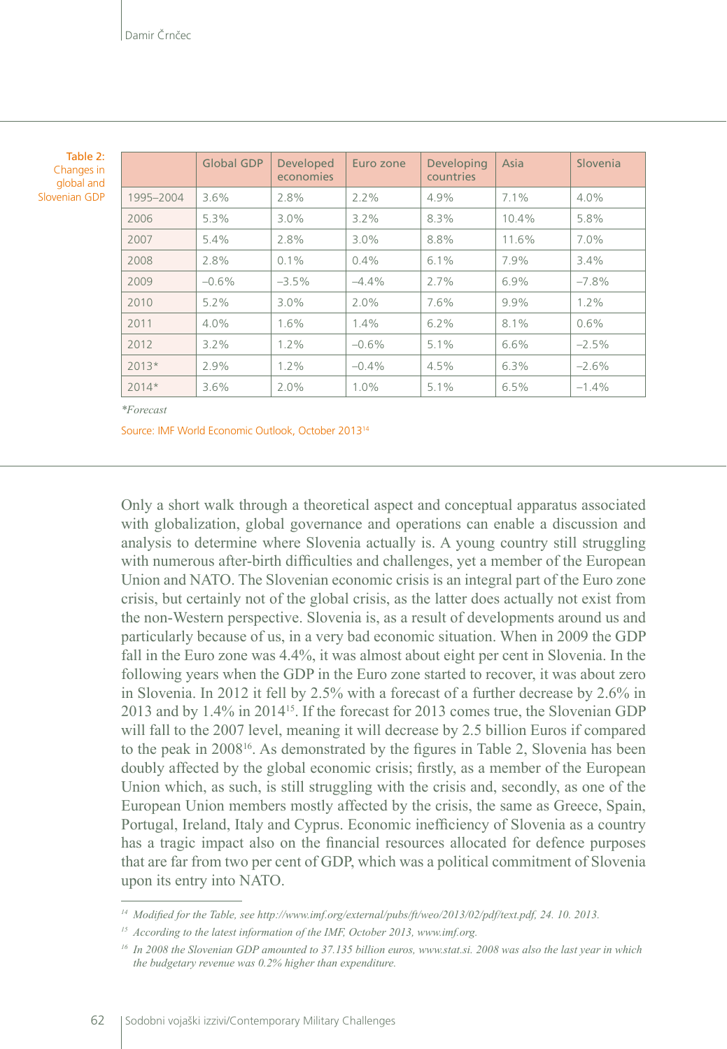Table 2: Changes in global and Slovenian GDP

| | Global GDP | Developed economies | Euro zone | Developing countries | Asia | Slovenia |
|---|---|---|---|---|---|---|
| 1995–2004 | 3.6% | 2.8% | 2.2% | 4.9% | 7.1% | 4.0% |
| 2006 | 5.3% | 3.0% | 3.2% | 8.3% | 10.4% | 5.8% |
| 2007 | 5.4% | 2.8% | 3.0% | 8.8% | 11.6% | 7.0% |
| 2008 | 2.8% | 0.1% | 0.4% | 6.1% | 7.9% | 3.4% |
| 2009 | –0.6% | –3.5% | –4.4% | 2.7% | 6.9% | –7.8% |
| 2010 | 5.2% | 3.0% | 2.0% | 7.6% | 9.9% | 1.2% |
| 2011 | 4.0% | 1.6% | 1.4% | 6.2% | 8.1% | 0.6% |
| 2012 | 3.2% | 1.2% | –0.6% | 5.1% | 6.6% | –2.5% |
| 2013* | 2.9% | 1.2% | –0.4% | 4.5% | 6.3% | –2.6% |
| 2014* | 3.6% | 2.0% | 1.0% | 5.1% | 6.5% | –1.4% |

*\*Forecast*

Source: IMF World Economic Outlook, October 2013[14]

Only a short walk through a theoretical aspect and conceptual apparatus associated with globalization, global governance and operations can enable a discussion and analysis to determine where Slovenia actually is. A young country still struggling with numerous after-birth difficulties and challenges, yet a member of the European Union and NATO. The Slovenian economic crisis is an integral part of the Euro zone crisis, but certainly not of the global crisis, as the latter does actually not exist from the non-Western perspective. Slovenia is, as a result of developments around us and particularly because of us, in a very bad economic situation. When in 2009 the GDP fall in the Euro zone was 4.4%, it was almost about eight per cent in Slovenia. In the following years when the GDP in the Euro zone started to recover, it was about zero in Slovenia. In 2012 it fell by 2.5% with a forecast of a further decrease by 2.6% in 2013 and by 1.4% in 2014[15]. If the forecast for 2013 comes true, the Slovenian GDP will fall to the 2007 level, meaning it will decrease by 2.5 billion Euros if compared to the peak in 2008[16]. As demonstrated by the figures in Table 2, Slovenia has been doubly affected by the global economic crisis; firstly, as a member of the European Union which, as such, is still struggling with the crisis and, secondly, as one of the European Union members mostly affected by the crisis, the same as Greece, Spain, Portugal, Ireland, Italy and Cyprus. Economic inefficiency of Slovenia as a country has a tragic impact also on the financial resources allocated for defence purposes that are far from two per cent of GDP, which was a political commitment of Slovenia upon its entry into NATO.

---

[14] *Modified for the Table, see http://www.imf.org/external/pubs/ft/weo/2013/02/pdf/text.pdf, 24. 10. 2013.*

[15] *According to the latest information of the IMF, October 2013, www.imf.org.*

[16] *In 2008 the Slovenian GDP amounted to 37.135 billion euros, www.stat.si. 2008 was also the last year in which the budgetary revenue was 0.2% higher than expenditure.*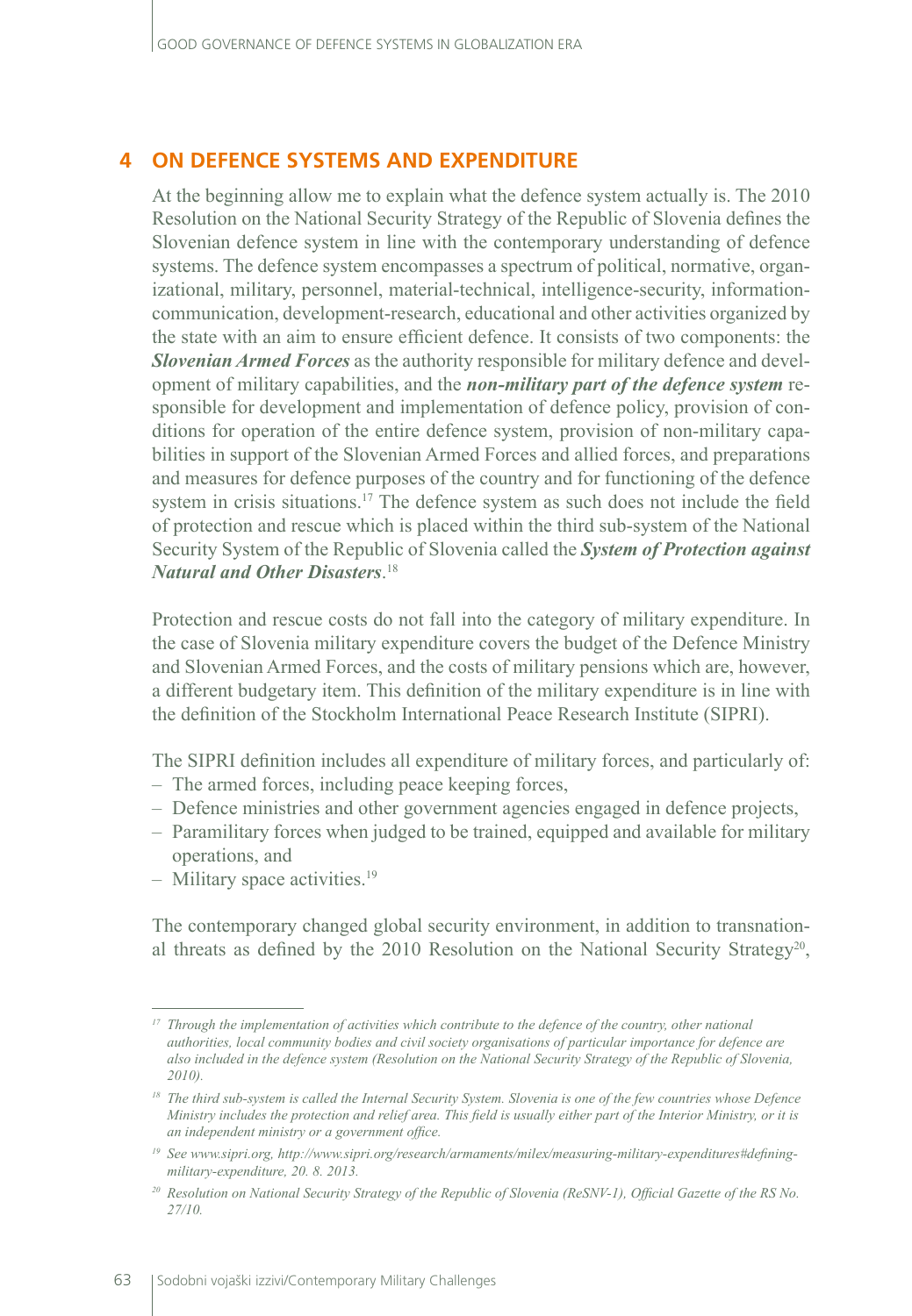## 4 ON DEFENCE SYSTEMS AND EXPENDITURE

At the beginning allow me to explain what the defence system actually is. The 2010 Resolution on the National Security Strategy of the Republic of Slovenia defines the Slovenian defence system in line with the contemporary understanding of defence systems. The defence system encompasses a spectrum of political, normative, organizational, military, personnel, material-technical, intelligence-security, information-communication, development-research, educational and other activities organized by the state with an aim to ensure efficient defence. It consists of two components: the ***Slovenian Armed Forces*** as the authority responsible for military defence and development of military capabilities, and the ***non-military part of the defence system*** responsible for development and implementation of defence policy, provision of conditions for operation of the entire defence system, provision of non-military capabilities in support of the Slovenian Armed Forces and allied forces, and preparations and measures for defence purposes of the country and for functioning of the defence system in crisis situations.[17] The defence system as such does not include the field of protection and rescue which is placed within the third sub-system of the National Security System of the Republic of Slovenia called the ***System of Protection against Natural and Other Disasters***.[18]

Protection and rescue costs do not fall into the category of military expenditure. In the case of Slovenia military expenditure covers the budget of the Defence Ministry and Slovenian Armed Forces, and the costs of military pensions which are, however, a different budgetary item. This definition of the military expenditure is in line with the definition of the Stockholm International Peace Research Institute (SIPRI).

The SIPRI definition includes all expenditure of military forces, and particularly of:

- The armed forces, including peace keeping forces,
- Defence ministries and other government agencies engaged in defence projects,
- Paramilitary forces when judged to be trained, equipped and available for military operations, and
- Military space activities.[19]

The contemporary changed global security environment, in addition to transnational threats as defined by the 2010 Resolution on the National Security Strategy[20],

---

[17] *Through the implementation of activities which contribute to the defence of the country, other national authorities, local community bodies and civil society organisations of particular importance for defence are also included in the defence system (Resolution on the National Security Strategy of the Republic of Slovenia, 2010).*

[18] *The third sub-system is called the Internal Security System. Slovenia is one of the few countries whose Defence Ministry includes the protection and relief area. This field is usually either part of the Interior Ministry, or it is an independent ministry or a government office.*

[19] *See www.sipri.org, http://www.sipri.org/research/armaments/milex/measuring-military-expenditures#defining-military-expenditure, 20. 8. 2013.*

[20] *Resolution on National Security Strategy of the Republic of Slovenia (ReSNV-1), Official Gazette of the RS No. 27/10.*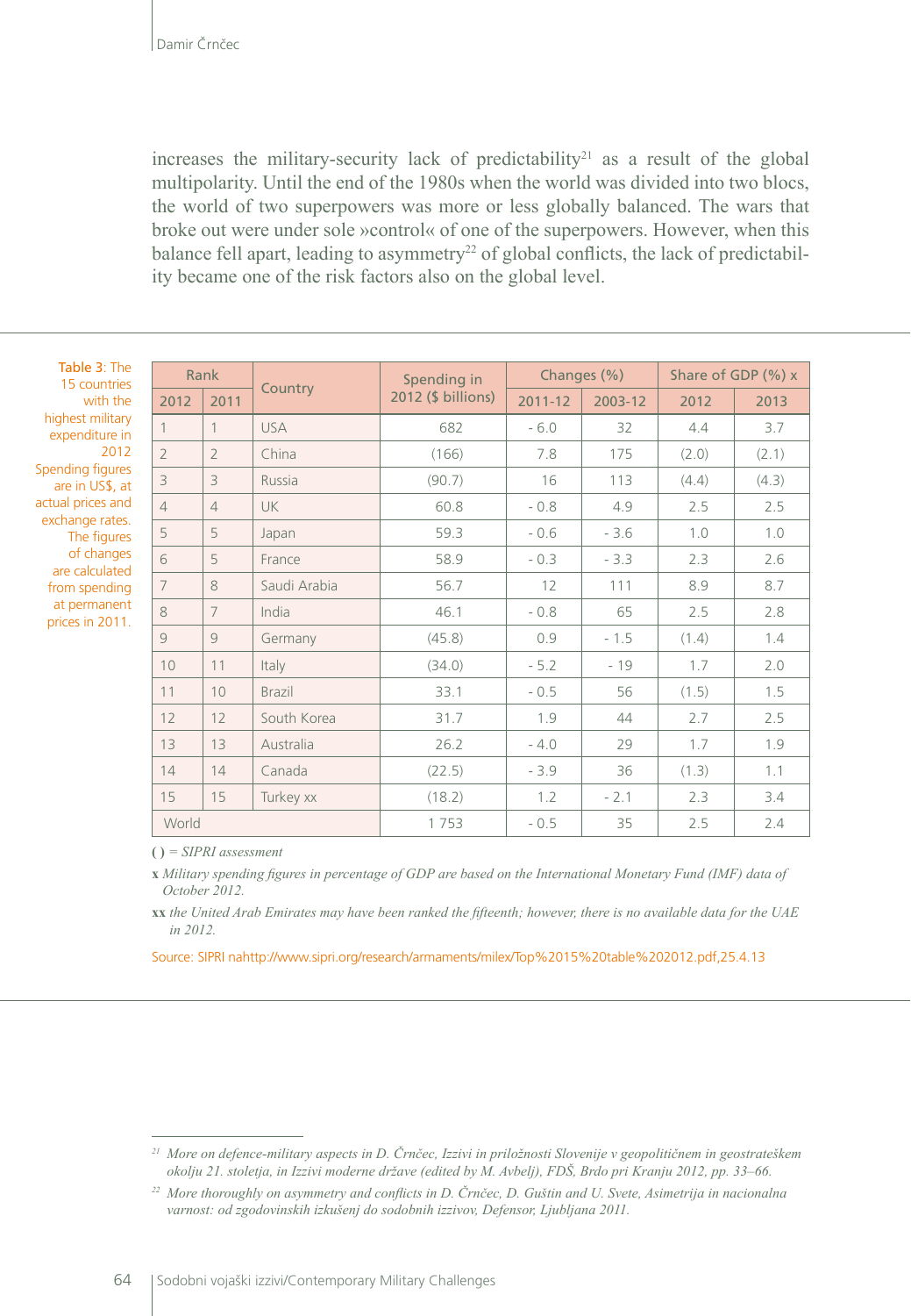increases the military-security lack of predictability[21] as a result of the global multipolarity. Until the end of the 1980s when the world was divided into two blocs, the world of two superpowers was more or less globally balanced. The wars that broke out were under sole »control« of one of the superpowers. However, when this balance fell apart, leading to asymmetry[22] of global conflicts, the lack of predictability became one of the risk factors also on the global level.

Table 3: The 15 countries with the highest military expenditure in 2012 Spending figures are in US$, at actual prices and exchange rates. The figures of changes are calculated from spending at permanent prices in 2011.

| Rank | | Country | Spending in 2012 ($ billions) | Changes (%) | | Share of GDP (%) x | |
|---|---|---|---|---|---|---|---|
| 2012 | 2011 | | | 2011-12 | 2003-12 | 2012 | 2013 |
| 1 | 1 | USA | 682 | - 6.0 | 32 | 4.4 | 3.7 |
| 2 | 2 | China | (166) | 7.8 | 175 | (2.0) | (2.1) |
| 3 | 3 | Russia | (90.7) | 16 | 113 | (4.4) | (4.3) |
| 4 | 4 | UK | 60.8 | - 0.8 | 4.9 | 2.5 | 2.5 |
| 5 | 5 | Japan | 59.3 | - 0.6 | - 3.6 | 1.0 | 1.0 |
| 6 | 5 | France | 58.9 | - 0.3 | - 3.3 | 2.3 | 2.6 |
| 7 | 8 | Saudi Arabia | 56.7 | 12 | 111 | 8.9 | 8.7 |
| 8 | 7 | India | 46.1 | - 0.8 | 65 | 2.5 | 2.8 |
| 9 | 9 | Germany | (45.8) | 0.9 | - 1.5 | (1.4) | 1.4 |
| 10 | 11 | Italy | (34.0) | - 5.2 | - 19 | 1.7 | 2.0 |
| 11 | 10 | Brazil | 33.1 | - 0.5 | 56 | (1.5) | 1.5 |
| 12 | 12 | South Korea | 31.7 | 1.9 | 44 | 2.7 | 2.5 |
| 13 | 13 | Australia | 26.2 | - 4.0 | 29 | 1.7 | 1.9 |
| 14 | 14 | Canada | (22.5) | - 3.9 | 36 | (1.3) | 1.1 |
| 15 | 15 | Turkey xx | (18.2) | 1.2 | - 2.1 | 2.3 | 3.4 |
| World | | | 1 753 | - 0.5 | 35 | 2.5 | 2.4 |

*( ) = SIPRI assessment*

**x** *Military spending figures in percentage of GDP are based on the International Monetary Fund (IMF) data of October 2012.*

**xx** *the United Arab Emirates may have been ranked the fifteenth; however, there is no available data for the UAE in 2012.*

Source: SIPRI nahttp://www.sipri.org/research/armaments/milex/Top%2015%20table%202012.pdf,25.4.13

[21] *More on defence-military aspects in D. Črnčec, Izzivi in priložnosti Slovenije v geopolitičnem in geostrateškem okolju 21. stoletja, in Izzivi moderne države (edited by M. Avbelj), FDŠ, Brdo pri Kranju 2012, pp. 33–66.*

[22] *More thoroughly on asymmetry and conflicts in D. Črnčec, D. Guštin and U. Svete, Asimetrija in nacionalna varnost: od zgodovinskih izkušenj do sodobnih izzivov, Defensor, Ljubljana 2011.*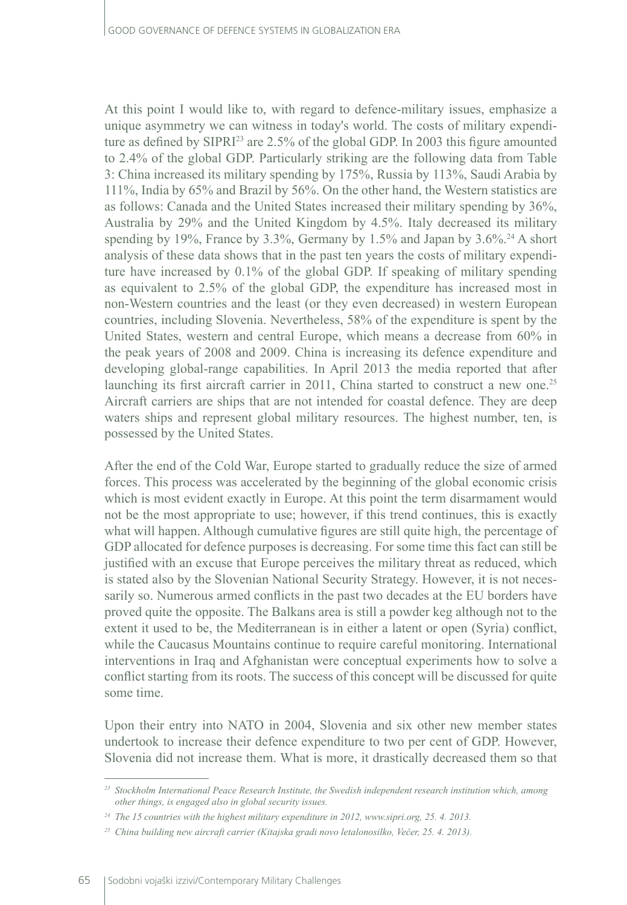At this point I would like to, with regard to defence-military issues, emphasize a unique asymmetry we can witness in today's world. The costs of military expenditure as defined by SIPRI[23] are 2.5% of the global GDP. In 2003 this figure amounted to 2.4% of the global GDP. Particularly striking are the following data from Table 3: China increased its military spending by 175%, Russia by 113%, Saudi Arabia by 111%, India by 65% and Brazil by 56%. On the other hand, the Western statistics are as follows: Canada and the United States increased their military spending by 36%, Australia by 29% and the United Kingdom by 4.5%. Italy decreased its military spending by 19%, France by 3.3%, Germany by 1.5% and Japan by 3.6%.[24] A short analysis of these data shows that in the past ten years the costs of military expenditure have increased by 0.1% of the global GDP. If speaking of military spending as equivalent to 2.5% of the global GDP, the expenditure has increased most in non-Western countries and the least (or they even decreased) in western European countries, including Slovenia. Nevertheless, 58% of the expenditure is spent by the United States, western and central Europe, which means a decrease from 60% in the peak years of 2008 and 2009. China is increasing its defence expenditure and developing global-range capabilities. In April 2013 the media reported that after launching its first aircraft carrier in 2011, China started to construct a new one.[25] Aircraft carriers are ships that are not intended for coastal defence. They are deep waters ships and represent global military resources. The highest number, ten, is possessed by the United States.

After the end of the Cold War, Europe started to gradually reduce the size of armed forces. This process was accelerated by the beginning of the global economic crisis which is most evident exactly in Europe. At this point the term disarmament would not be the most appropriate to use; however, if this trend continues, this is exactly what will happen. Although cumulative figures are still quite high, the percentage of GDP allocated for defence purposes is decreasing. For some time this fact can still be justified with an excuse that Europe perceives the military threat as reduced, which is stated also by the Slovenian National Security Strategy. However, it is not necessarily so. Numerous armed conflicts in the past two decades at the EU borders have proved quite the opposite. The Balkans area is still a powder keg although not to the extent it used to be, the Mediterranean is in either a latent or open (Syria) conflict, while the Caucasus Mountains continue to require careful monitoring. International interventions in Iraq and Afghanistan were conceptual experiments how to solve a conflict starting from its roots. The success of this concept will be discussed for quite some time.

Upon their entry into NATO in 2004, Slovenia and six other new member states undertook to increase their defence expenditure to two per cent of GDP. However, Slovenia did not increase them. What is more, it drastically decreased them so that

---

[23] *Stockholm International Peace Research Institute, the Swedish independent research institution which, among other things, is engaged also in global security issues.*

[24] *The 15 countries with the highest military expenditure in 2012, www.sipri.org, 25. 4. 2013.*

[25] *China building new aircraft carrier (Kitajska gradi novo letalonosilko, Večer, 25. 4. 2013).*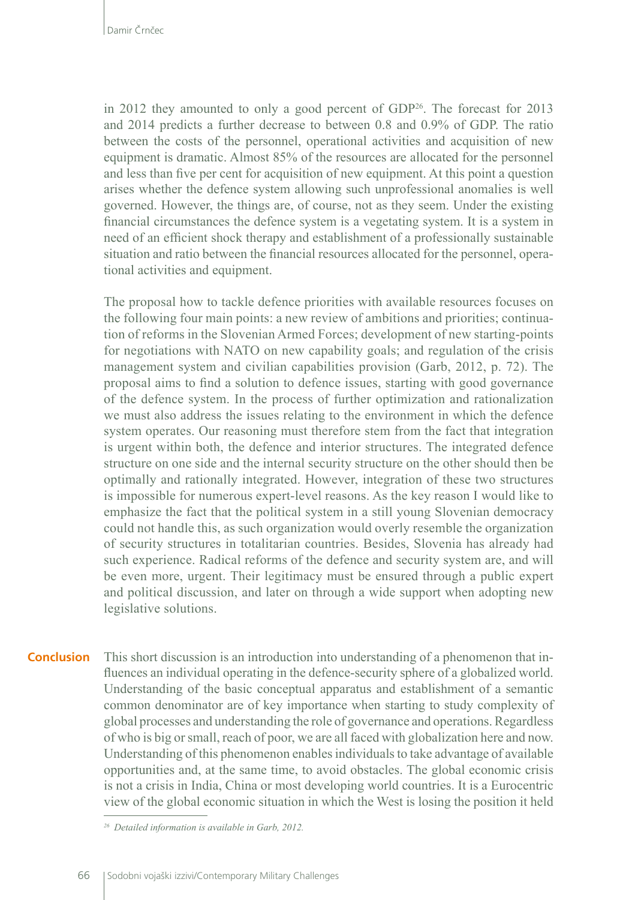in 2012 they amounted to only a good percent of GDP[26]. The forecast for 2013 and 2014 predicts a further decrease to between 0.8 and 0.9% of GDP. The ratio between the costs of the personnel, operational activities and acquisition of new equipment is dramatic. Almost 85% of the resources are allocated for the personnel and less than five per cent for acquisition of new equipment. At this point a question arises whether the defence system allowing such unprofessional anomalies is well governed. However, the things are, of course, not as they seem. Under the existing financial circumstances the defence system is a vegetating system. It is a system in need of an efficient shock therapy and establishment of a professionally sustainable situation and ratio between the financial resources allocated for the personnel, operational activities and equipment.

The proposal how to tackle defence priorities with available resources focuses on the following four main points: a new review of ambitions and priorities; continuation of reforms in the Slovenian Armed Forces; development of new starting-points for negotiations with NATO on new capability goals; and regulation of the crisis management system and civilian capabilities provision (Garb, 2012, p. 72). The proposal aims to find a solution to defence issues, starting with good governance of the defence system. In the process of further optimization and rationalization we must also address the issues relating to the environment in which the defence system operates. Our reasoning must therefore stem from the fact that integration is urgent within both, the defence and interior structures. The integrated defence structure on one side and the internal security structure on the other should then be optimally and rationally integrated. However, integration of these two structures is impossible for numerous expert-level reasons. As the key reason I would like to emphasize the fact that the political system in a still young Slovenian democracy could not handle this, as such organization would overly resemble the organization of security structures in totalitarian countries. Besides, Slovenia has already had such experience. Radical reforms of the defence and security system are, and will be even more, urgent. Their legitimacy must be ensured through a public expert and political discussion, and later on through a wide support when adopting new legislative solutions.

## Conclusion

This short discussion is an introduction into understanding of a phenomenon that influences an individual operating in the defence-security sphere of a globalized world. Understanding of the basic conceptual apparatus and establishment of a semantic common denominator are of key importance when starting to study complexity of global processes and understanding the role of governance and operations. Regardless of who is big or small, reach of poor, we are all faced with globalization here and now. Understanding of this phenomenon enables individuals to take advantage of available opportunities and, at the same time, to avoid obstacles. The global economic crisis is not a crisis in India, China or most developing world countries. It is a Eurocentric view of the global economic situation in which the West is losing the position it held

---

[26] *Detailed information is available in Garb, 2012.*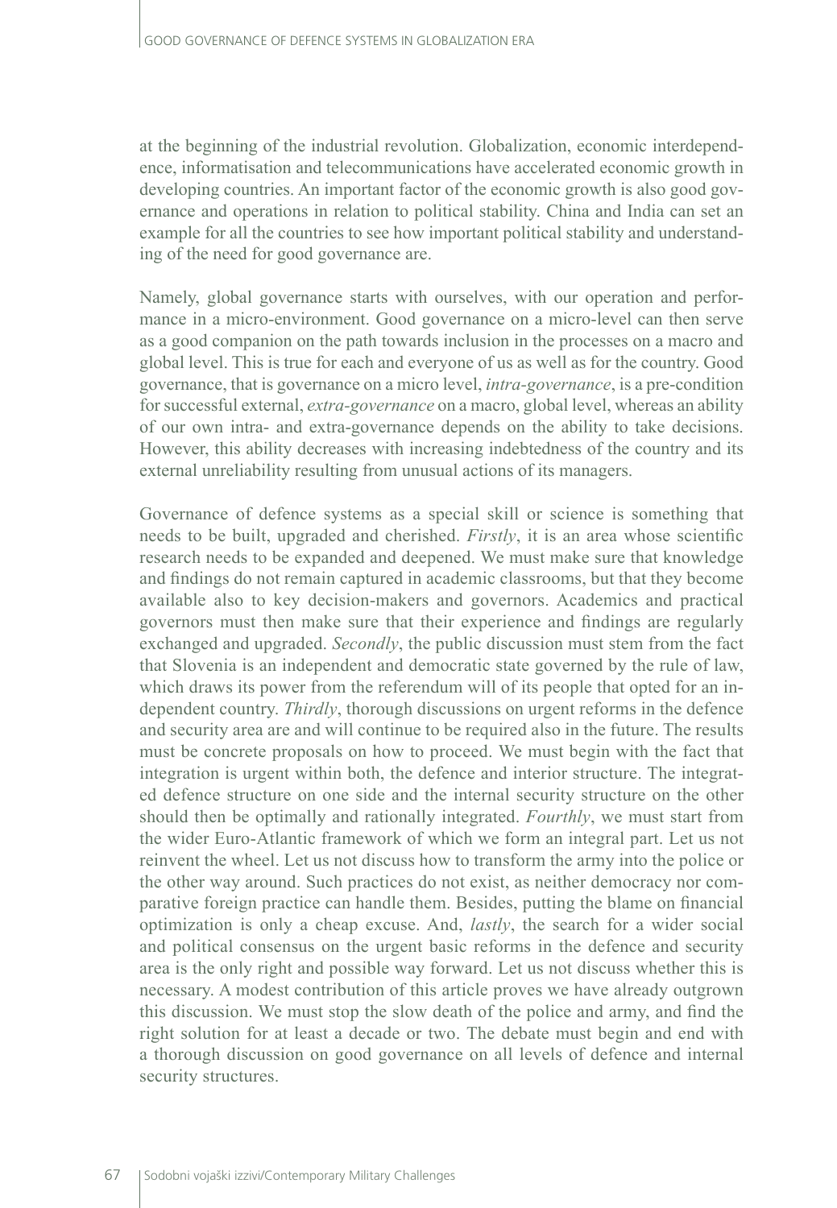at the beginning of the industrial revolution. Globalization, economic interdependence, informatisation and telecommunications have accelerated economic growth in developing countries. An important factor of the economic growth is also good governance and operations in relation to political stability. China and India can set an example for all the countries to see how important political stability and understanding of the need for good governance are.

Namely, global governance starts with ourselves, with our operation and performance in a micro-environment. Good governance on a micro-level can then serve as a good companion on the path towards inclusion in the processes on a macro and global level. This is true for each and everyone of us as well as for the country. Good governance, that is governance on a micro level, *intra-governance*, is a pre-condition for successful external, *extra-governance* on a macro, global level, whereas an ability of our own intra- and extra-governance depends on the ability to take decisions. However, this ability decreases with increasing indebtedness of the country and its external unreliability resulting from unusual actions of its managers.

Governance of defence systems as a special skill or science is something that needs to be built, upgraded and cherished. *Firstly*, it is an area whose scientific research needs to be expanded and deepened. We must make sure that knowledge and findings do not remain captured in academic classrooms, but that they become available also to key decision-makers and governors. Academics and practical governors must then make sure that their experience and findings are regularly exchanged and upgraded. *Secondly*, the public discussion must stem from the fact that Slovenia is an independent and democratic state governed by the rule of law, which draws its power from the referendum will of its people that opted for an independent country. *Thirdly*, thorough discussions on urgent reforms in the defence and security area are and will continue to be required also in the future. The results must be concrete proposals on how to proceed. We must begin with the fact that integration is urgent within both, the defence and interior structure. The integrated defence structure on one side and the internal security structure on the other should then be optimally and rationally integrated. *Fourthly*, we must start from the wider Euro-Atlantic framework of which we form an integral part. Let us not reinvent the wheel. Let us not discuss how to transform the army into the police or the other way around. Such practices do not exist, as neither democracy nor comparative foreign practice can handle them. Besides, putting the blame on financial optimization is only a cheap excuse. And, *lastly*, the search for a wider social and political consensus on the urgent basic reforms in the defence and security area is the only right and possible way forward. Let us not discuss whether this is necessary. A modest contribution of this article proves we have already outgrown this discussion. We must stop the slow death of the police and army, and find the right solution for at least a decade or two. The debate must begin and end with a thorough discussion on good governance on all levels of defence and internal security structures.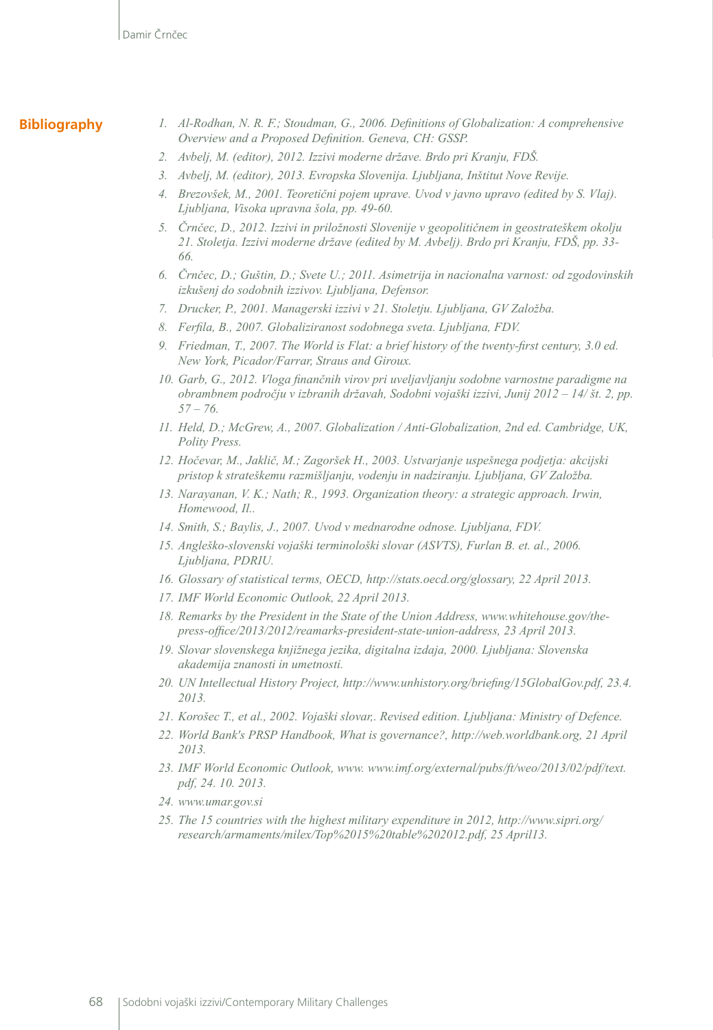## Bibliography

1. *Al-Rodhan, N. R. F.; Stoudman, G., 2006. Definitions of Globalization: A comprehensive Overview and a Proposed Definition. Geneva, CH: GSSP.*
2. *Avbelj, M. (editor), 2012. Izzivi moderne države. Brdo pri Kranju, FDŠ.*
3. *Avbelj, M. (editor), 2013. Evropska Slovenija. Ljubljana, Inštitut Nove Revije.*
4. *Brezovšek, M., 2001. Teoretični pojem uprave. Uvod v javno upravo (edited by S. Vlaj). Ljubljana, Visoka upravna šola, pp. 49-60.*
5. *Črnčec, D., 2012. Izzivi in priložnosti Slovenije v geopolitičnem in geostrateškem okolju 21. Stoletja. Izzivi moderne države (edited by M. Avbelj). Brdo pri Kranju, FDŠ, pp. 33-66.*
6. *Črnčec, D.; Guštin, D.; Svete U.; 2011. Asimetrija in nacionalna varnost: od zgodovinskih izkušenj do sodobnih izzivov. Ljubljana, Defensor.*
7. *Drucker, P., 2001. Managerski izzivi v 21. Stoletju. Ljubljana, GV Založba.*
8. *Ferfila, B., 2007. Globaliziranost sodobnega sveta. Ljubljana, FDV.*
9. *Friedman, T., 2007. The World is Flat: a brief history of the twenty-first century, 3.0 ed. New York, Picador/Farrar, Straus and Giroux.*
10. *Garb, G., 2012. Vloga finančnih virov pri uveljavljanju sodobne varnostne paradigme na obrambnem področju v izbranih državah, Sodobni vojaški izzivi, Junij 2012 – 14/ št. 2, pp. 57 – 76.*
11. *Held, D.; McGrew, A., 2007. Globalization / Anti-Globalization, 2nd ed. Cambridge, UK, Polity Press.*
12. *Hočevar, M., Jaklič, M.; Zagoršek H., 2003. Ustvarjanje uspešnega podjetja: akcijski pristop k strateškemu razmišljanju, vodenju in nadziranju. Ljubljana, GV Založba.*
13. *Narayanan, V. K.; Nath; R., 1993. Organization theory: a strategic approach. Irwin, Homewood, Il..*
14. *Smith, S.; Baylis, J., 2007. Uvod v mednarodne odnose. Ljubljana, FDV.*
15. *Angleško-slovenski vojaški terminološki slovar (ASVTS), Furlan B. et. al., 2006. Ljubljana, PDRIU.*
16. *Glossary of statistical terms, OECD, http://stats.oecd.org/glossary, 22 April 2013.*
17. *IMF World Economic Outlook, 22 April 2013.*
18. *Remarks by the President in the State of the Union Address, www.whitehouse.gov/the-press-office/2013/2012/reamarks-president-state-union-address, 23 April 2013.*
19. *Slovar slovenskega knjižnega jezika, digitalna izdaja, 2000. Ljubljana: Slovenska akademija znanosti in umetnosti.*
20. *UN Intellectual History Project, http://www.unhistory.org/briefing/15GlobalGov.pdf, 23.4. 2013.*
21. *Korošec T., et al., 2002. Vojaški slovar,. Revised edition. Ljubljana: Ministry of Defence.*
22. *World Bank's PRSP Handbook, What is governance?, http://web.worldbank.org, 21 April 2013.*
23. *IMF World Economic Outlook, www. www.imf.org/external/pubs/ft/weo/2013/02/pdf/text.pdf, 24. 10. 2013.*
24. *www.umar.gov.si*
25. *The 15 countries with the highest military expenditure in 2012, http://www.sipri.org/research/armaments/milex/Top%2015%20table%202012.pdf, 25 April13.*